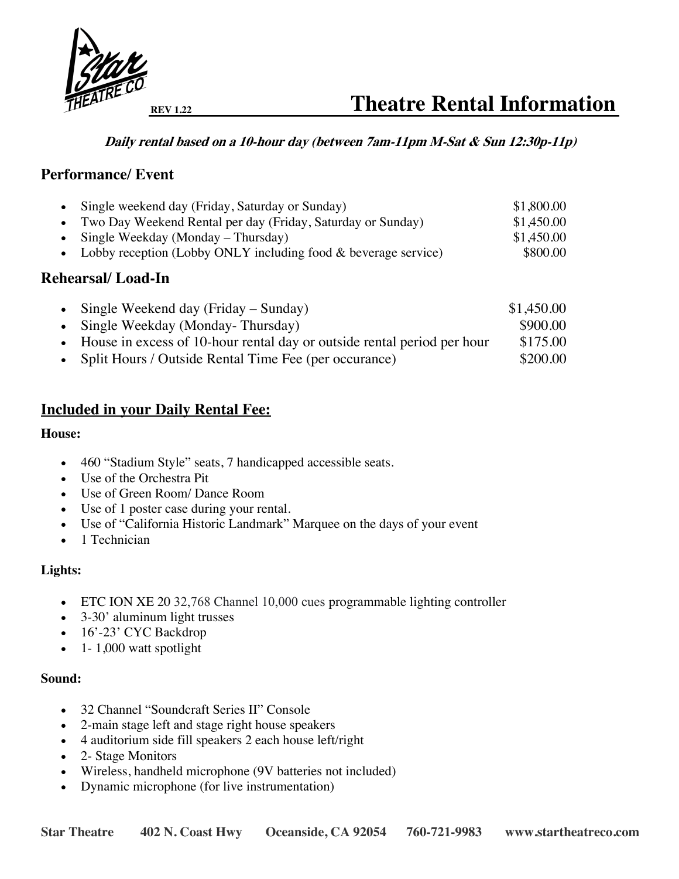REV 1.22

# Theatre Rental Information

***Daily rental based on a 10-hour day (between 7am-11pm M-Sat & Sun 12:30p-11p)***

## Performance/ Event

| | |
|---|---|
| • Single weekend day (Friday, Saturday or Sunday) | $1,800.00 |
| • Two Day Weekend Rental per day (Friday, Saturday or Sunday) | $1,450.00 |
| • Single Weekday (Monday – Thursday) | $1,450.00 |
| • Lobby reception (Lobby ONLY including food & beverage service) | $800.00 |

## Rehearsal/ Load-In

| | |
|---|---|
| • Single Weekend day (Friday – Sunday) | $1,450.00 |
| • Single Weekday (Monday- Thursday) | $900.00 |
| • House in excess of 10-hour rental day or outside rental period per hour | $175.00 |
| • Split Hours / Outside Rental Time Fee (per occurance) | $200.00 |

## Included in your Daily Rental Fee:

**House:**

- 460 "Stadium Style" seats, 7 handicapped accessible seats.
- Use of the Orchestra Pit
- Use of Green Room/ Dance Room
- Use of 1 poster case during your rental.
- Use of "California Historic Landmark" Marquee on the days of your event
- 1 Technician

**Lights:**

- ETC ION XE 20 32,768 Channel 10,000 cues programmable lighting controller
- 3-30' aluminum light trusses
- 16'-23' CYC Backdrop
- 1- 1,000 watt spotlight

**Sound:**

- 32 Channel "Soundcraft Series II" Console
- 2-main stage left and stage right house speakers
- 4 auditorium side fill speakers 2 each house left/right
- 2- Stage Monitors
- Wireless, handheld microphone (9V batteries not included)
- Dynamic microphone (for live instrumentation)

Star Theatre 402 N. Coast Hwy Oceanside, CA 92054 760-721-9983 www.startheatreco.com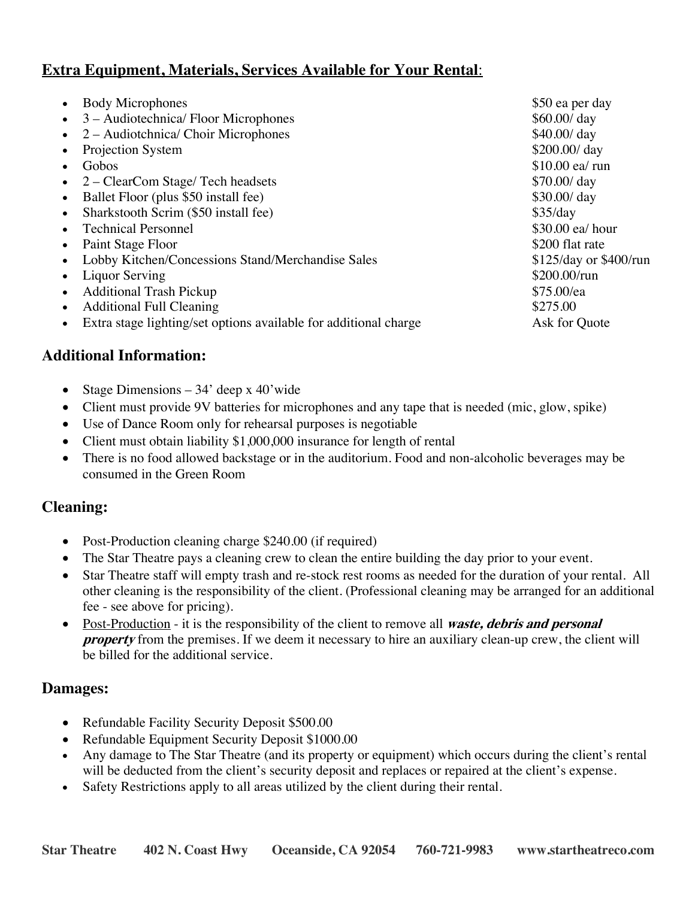## **Extra Equipment, Materials, Services Available for Your Rental**:

| | |
|---|---|
| Body Microphones | $50 ea per day |
| 3 – Audiotechnica/ Floor Microphones | $60.00/ day |
| 2 – Audiotchnica/ Choir Microphones | $40.00/ day |
| Projection System | $200.00/ day |
| Gobos | $10.00 ea/ run |
| 2 – ClearCom Stage/ Tech headsets | $70.00/ day |
| Ballet Floor (plus $50 install fee) | $30.00/ day |
| Sharkstooth Scrim ($50 install fee) | $35/day |
| Technical Personnel | $30.00 ea/ hour |
| Paint Stage Floor | $200 flat rate |
| Lobby Kitchen/Concessions Stand/Merchandise Sales | $125/day or $400/run |
| Liquor Serving | $200.00/run |
| Additional Trash Pickup | $75.00/ea |
| Additional Full Cleaning | $275.00 |
| Extra stage lighting/set options available for additional charge | Ask for Quote |

## Additional Information:

- Stage Dimensions – 34' deep x 40'wide
- Client must provide 9V batteries for microphones and any tape that is needed (mic, glow, spike)
- Use of Dance Room only for rehearsal purposes is negotiable
- Client must obtain liability $1,000,000 insurance for length of rental
- There is no food allowed backstage or in the auditorium. Food and non-alcoholic beverages may be consumed in the Green Room

## Cleaning:

- Post-Production cleaning charge $240.00 (if required)
- The Star Theatre pays a cleaning crew to clean the entire building the day prior to your event.
- Star Theatre staff will empty trash and re-stock rest rooms as needed for the duration of your rental. All other cleaning is the responsibility of the client. (Professional cleaning may be arranged for an additional fee - see above for pricing).
- Post-Production - it is the responsibility of the client to remove all ***waste, debris and personal property*** from the premises. If we deem it necessary to hire an auxiliary clean-up crew, the client will be billed for the additional service.

## Damages:

- Refundable Facility Security Deposit $500.00
- Refundable Equipment Security Deposit $1000.00
- Any damage to The Star Theatre (and its property or equipment) which occurs during the client's rental will be deducted from the client's security deposit and replaces or repaired at the client's expense.
- Safety Restrictions apply to all areas utilized by the client during their rental.